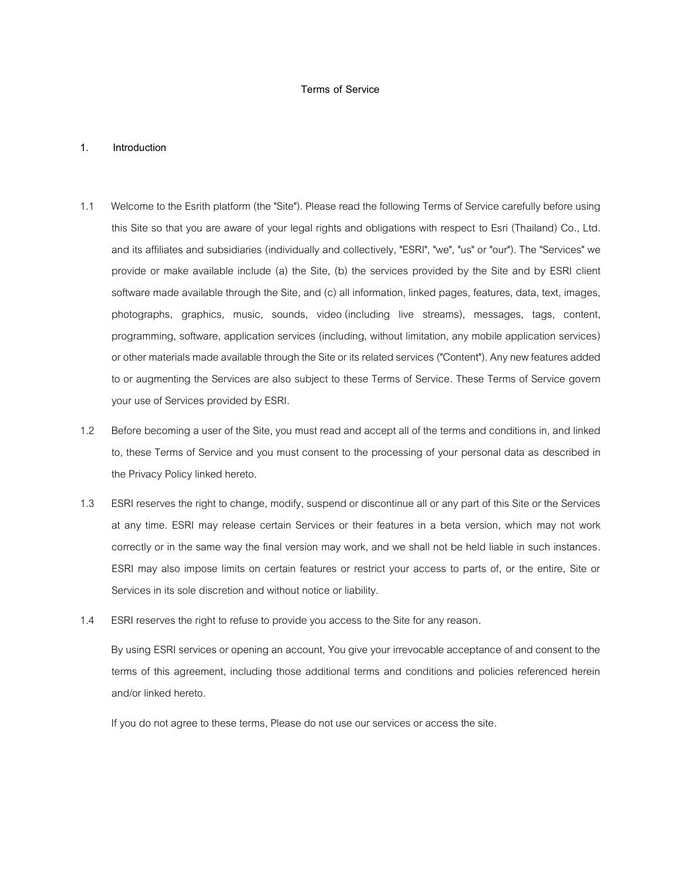# Terms of Service

## 1. Introduction

1.1 Welcome to the Esrith platform (the "Site"). Please read the following Terms of Service carefully before using this Site so that you are aware of your legal rights and obligations with respect to Esri (Thailand) Co., Ltd. and its affiliates and subsidiaries (individually and collectively, "ESRI", "we", "us" or "our"). The "Services" we provide or make available include (a) the Site, (b) the services provided by the Site and by ESRI client software made available through the Site, and (c) all information, linked pages, features, data, text, images, photographs, graphics, music, sounds, video (including live streams), messages, tags, content, programming, software, application services (including, without limitation, any mobile application services) or other materials made available through the Site or its related services ("Content"). Any new features added to or augmenting the Services are also subject to these Terms of Service. These Terms of Service govern your use of Services provided by ESRI.

1.2 Before becoming a user of the Site, you must read and accept all of the terms and conditions in, and linked to, these Terms of Service and you must consent to the processing of your personal data as described in the Privacy Policy linked hereto.

1.3 ESRI reserves the right to change, modify, suspend or discontinue all or any part of this Site or the Services at any time. ESRI may release certain Services or their features in a beta version, which may not work correctly or in the same way the final version may work, and we shall not be held liable in such instances. ESRI may also impose limits on certain features or restrict your access to parts of, or the entire, Site or Services in its sole discretion and without notice or liability.

1.4 ESRI reserves the right to refuse to provide you access to the Site for any reason.

By using ESRI services or opening an account, You give your irrevocable acceptance of and consent to the terms of this agreement, including those additional terms and conditions and policies referenced herein and/or linked hereto.

If you do not agree to these terms, Please do not use our services or access the site.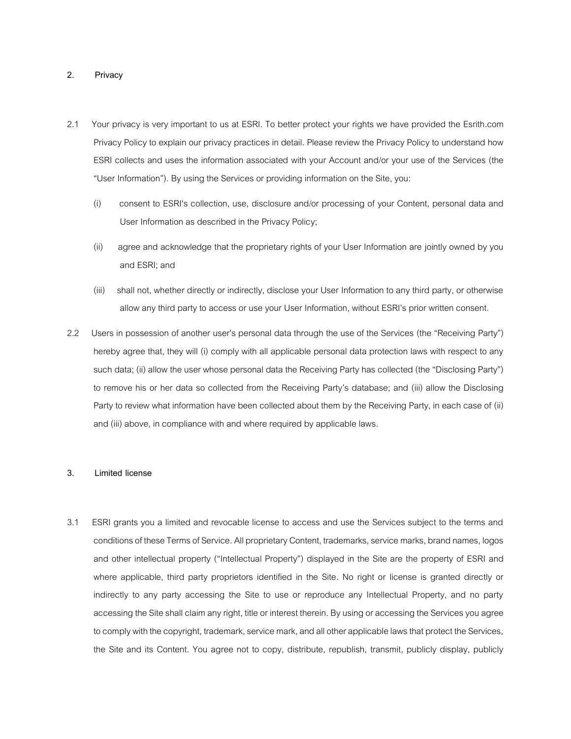## 2. Privacy

2.1 Your privacy is very important to us at ESRI. To better protect your rights we have provided the Esrith.com Privacy Policy to explain our privacy practices in detail. Please review the Privacy Policy to understand how ESRI collects and uses the information associated with your Account and/or your use of the Services (the "User Information"). By using the Services or providing information on the Site, you:

(i) consent to ESRI's collection, use, disclosure and/or processing of your Content, personal data and User Information as described in the Privacy Policy;

(ii) agree and acknowledge that the proprietary rights of your User Information are jointly owned by you and ESRI; and

(iii) shall not, whether directly or indirectly, disclose your User Information to any third party, or otherwise allow any third party to access or use your User Information, without ESRI's prior written consent.

2.2 Users in possession of another user's personal data through the use of the Services (the "Receiving Party") hereby agree that, they will (i) comply with all applicable personal data protection laws with respect to any such data; (ii) allow the user whose personal data the Receiving Party has collected (the "Disclosing Party") to remove his or her data so collected from the Receiving Party's database; and (iii) allow the Disclosing Party to review what information have been collected about them by the Receiving Party, in each case of (ii) and (iii) above, in compliance with and where required by applicable laws.

## 3. Limited license

3.1 ESRI grants you a limited and revocable license to access and use the Services subject to the terms and conditions of these Terms of Service. All proprietary Content, trademarks, service marks, brand names, logos and other intellectual property ("Intellectual Property") displayed in the Site are the property of ESRI and where applicable, third party proprietors identified in the Site. No right or license is granted directly or indirectly to any party accessing the Site to use or reproduce any Intellectual Property, and no party accessing the Site shall claim any right, title or interest therein. By using or accessing the Services you agree to comply with the copyright, trademark, service mark, and all other applicable laws that protect the Services, the Site and its Content. You agree not to copy, distribute, republish, transmit, publicly display, publicly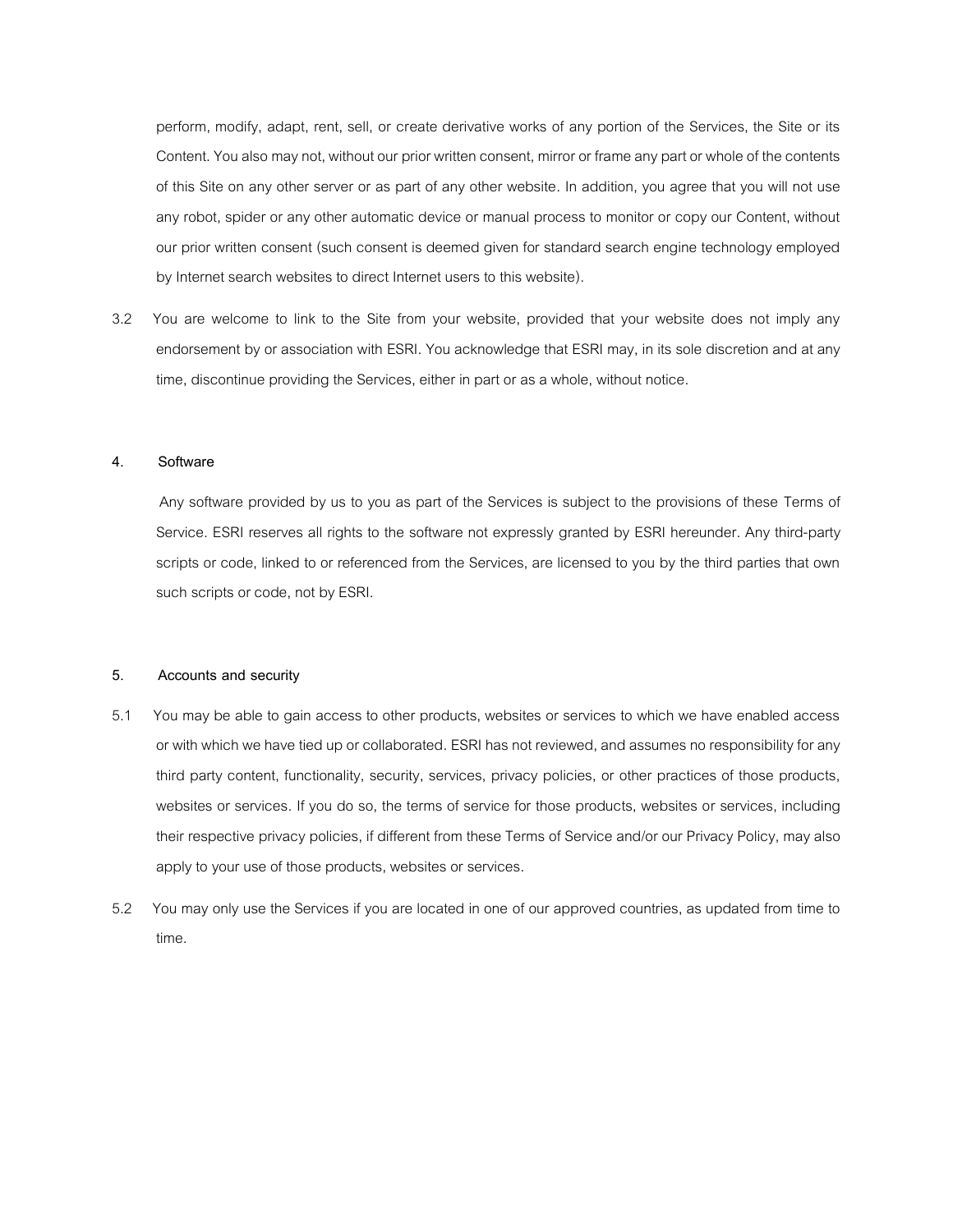perform, modify, adapt, rent, sell, or create derivative works of any portion of the Services, the Site or its Content. You also may not, without our prior written consent, mirror or frame any part or whole of the contents of this Site on any other server or as part of any other website. In addition, you agree that you will not use any robot, spider or any other automatic device or manual process to monitor or copy our Content, without our prior written consent (such consent is deemed given for standard search engine technology employed by Internet search websites to direct Internet users to this website).

3.2 You are welcome to link to the Site from your website, provided that your website does not imply any endorsement by or association with ESRI. You acknowledge that ESRI may, in its sole discretion and at any time, discontinue providing the Services, either in part or as a whole, without notice.

**4. Software**

Any software provided by us to you as part of the Services is subject to the provisions of these Terms of Service. ESRI reserves all rights to the software not expressly granted by ESRI hereunder. Any third-party scripts or code, linked to or referenced from the Services, are licensed to you by the third parties that own such scripts or code, not by ESRI.

**5. Accounts and security**

5.1 You may be able to gain access to other products, websites or services to which we have enabled access or with which we have tied up or collaborated. ESRI has not reviewed, and assumes no responsibility for any third party content, functionality, security, services, privacy policies, or other practices of those products, websites or services. If you do so, the terms of service for those products, websites or services, including their respective privacy policies, if different from these Terms of Service and/or our Privacy Policy, may also apply to your use of those products, websites or services.

5.2 You may only use the Services if you are located in one of our approved countries, as updated from time to time.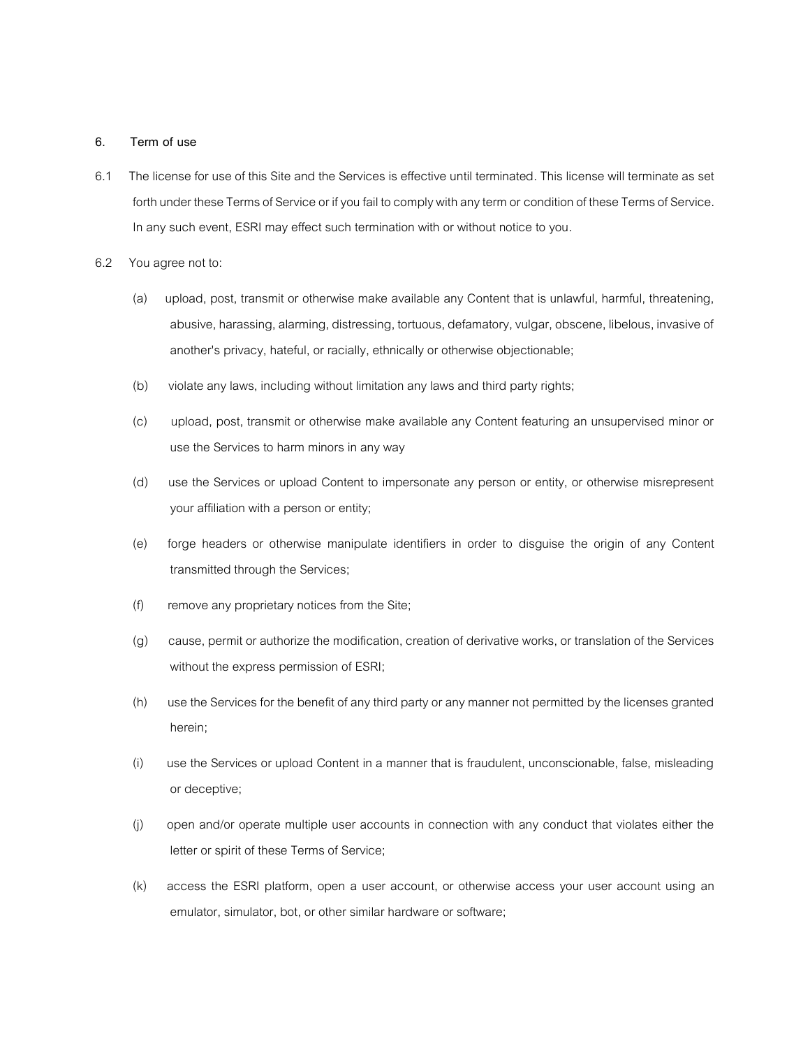## 6. Term of use

6.1 The license for use of this Site and the Services is effective until terminated. This license will terminate as set forth under these Terms of Service or if you fail to comply with any term or condition of these Terms of Service. In any such event, ESRI may effect such termination with or without notice to you.

6.2 You agree not to:

(a) upload, post, transmit or otherwise make available any Content that is unlawful, harmful, threatening, abusive, harassing, alarming, distressing, tortuous, defamatory, vulgar, obscene, libelous, invasive of another's privacy, hateful, or racially, ethnically or otherwise objectionable;

(b) violate any laws, including without limitation any laws and third party rights;

(c) upload, post, transmit or otherwise make available any Content featuring an unsupervised minor or use the Services to harm minors in any way

(d) use the Services or upload Content to impersonate any person or entity, or otherwise misrepresent your affiliation with a person or entity;

(e) forge headers or otherwise manipulate identifiers in order to disguise the origin of any Content transmitted through the Services;

(f) remove any proprietary notices from the Site;

(g) cause, permit or authorize the modification, creation of derivative works, or translation of the Services without the express permission of ESRI;

(h) use the Services for the benefit of any third party or any manner not permitted by the licenses granted herein;

(i) use the Services or upload Content in a manner that is fraudulent, unconscionable, false, misleading or deceptive;

(j) open and/or operate multiple user accounts in connection with any conduct that violates either the letter or spirit of these Terms of Service;

(k) access the ESRI platform, open a user account, or otherwise access your user account using an emulator, simulator, bot, or other similar hardware or software;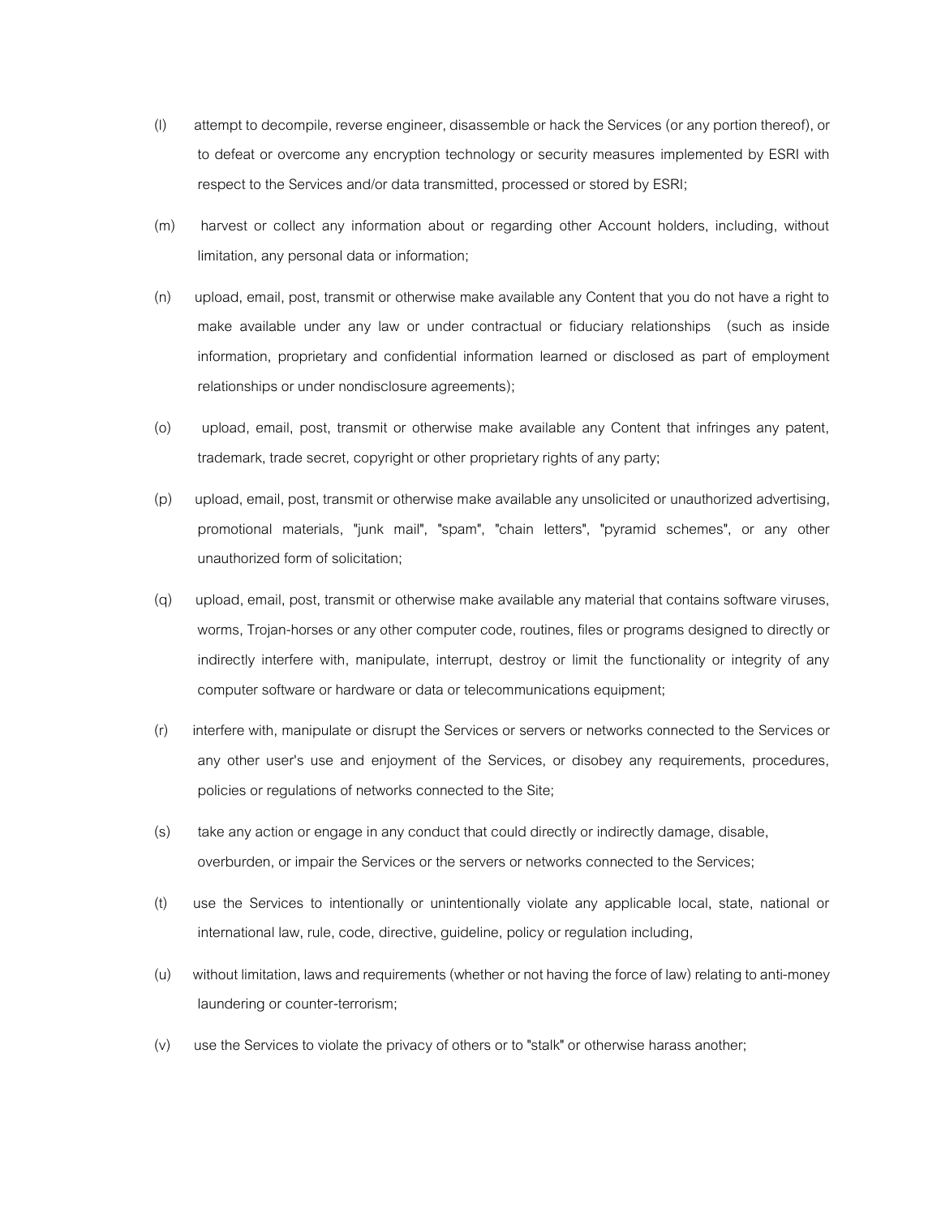(l) attempt to decompile, reverse engineer, disassemble or hack the Services (or any portion thereof), or to defeat or overcome any encryption technology or security measures implemented by ESRI with respect to the Services and/or data transmitted, processed or stored by ESRI;

(m) harvest or collect any information about or regarding other Account holders, including, without limitation, any personal data or information;

(n) upload, email, post, transmit or otherwise make available any Content that you do not have a right to make available under any law or under contractual or fiduciary relationships (such as inside information, proprietary and confidential information learned or disclosed as part of employment relationships or under nondisclosure agreements);

(o) upload, email, post, transmit or otherwise make available any Content that infringes any patent, trademark, trade secret, copyright or other proprietary rights of any party;

(p) upload, email, post, transmit or otherwise make available any unsolicited or unauthorized advertising, promotional materials, "junk mail", "spam", "chain letters", "pyramid schemes", or any other unauthorized form of solicitation;

(q) upload, email, post, transmit or otherwise make available any material that contains software viruses, worms, Trojan-horses or any other computer code, routines, files or programs designed to directly or indirectly interfere with, manipulate, interrupt, destroy or limit the functionality or integrity of any computer software or hardware or data or telecommunications equipment;

(r) interfere with, manipulate or disrupt the Services or servers or networks connected to the Services or any other user's use and enjoyment of the Services, or disobey any requirements, procedures, policies or regulations of networks connected to the Site;

(s) take any action or engage in any conduct that could directly or indirectly damage, disable, overburden, or impair the Services or the servers or networks connected to the Services;

(t) use the Services to intentionally or unintentionally violate any applicable local, state, national or international law, rule, code, directive, guideline, policy or regulation including,

(u) without limitation, laws and requirements (whether or not having the force of law) relating to anti-money laundering or counter-terrorism;

(v) use the Services to violate the privacy of others or to "stalk" or otherwise harass another;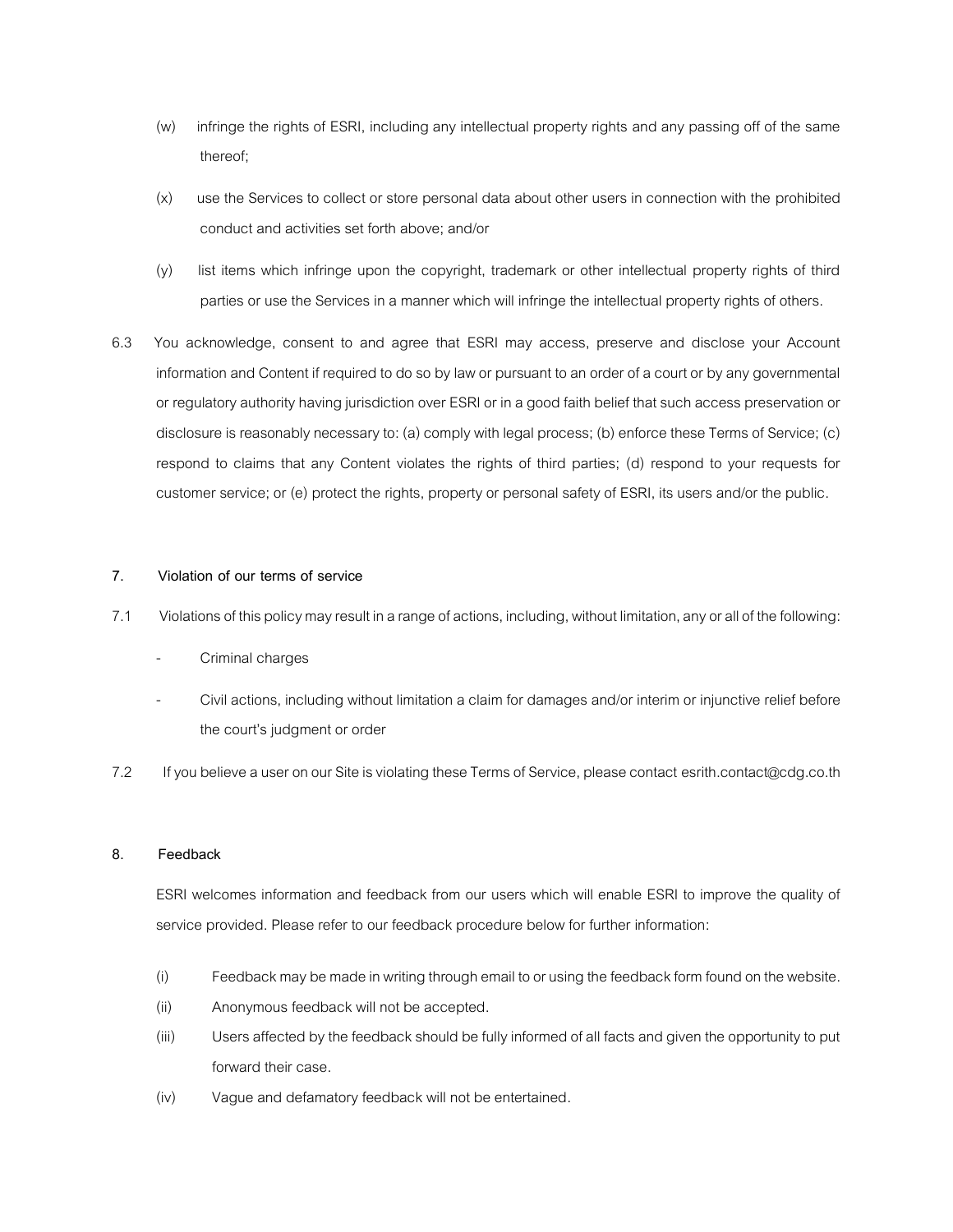(w) infringe the rights of ESRI, including any intellectual property rights and any passing off of the same thereof;

(x) use the Services to collect or store personal data about other users in connection with the prohibited conduct and activities set forth above; and/or

(y) list items which infringe upon the copyright, trademark or other intellectual property rights of third parties or use the Services in a manner which will infringe the intellectual property rights of others.

6.3 You acknowledge, consent to and agree that ESRI may access, preserve and disclose your Account information and Content if required to do so by law or pursuant to an order of a court or by any governmental or regulatory authority having jurisdiction over ESRI or in a good faith belief that such access preservation or disclosure is reasonably necessary to: (a) comply with legal process; (b) enforce these Terms of Service; (c) respond to claims that any Content violates the rights of third parties; (d) respond to your requests for customer service; or (e) protect the rights, property or personal safety of ESRI, its users and/or the public.

## 7. Violation of our terms of service

7.1 Violations of this policy may result in a range of actions, including, without limitation, any or all of the following:

- Criminal charges
- Civil actions, including without limitation a claim for damages and/or interim or injunctive relief before the court's judgment or order

7.2 If you believe a user on our Site is violating these Terms of Service, please contact esrith.contact@cdg.co.th

## 8. Feedback

ESRI welcomes information and feedback from our users which will enable ESRI to improve the quality of service provided. Please refer to our feedback procedure below for further information:

(i) Feedback may be made in writing through email to or using the feedback form found on the website.

(ii) Anonymous feedback will not be accepted.

(iii) Users affected by the feedback should be fully informed of all facts and given the opportunity to put forward their case.

(iv) Vague and defamatory feedback will not be entertained.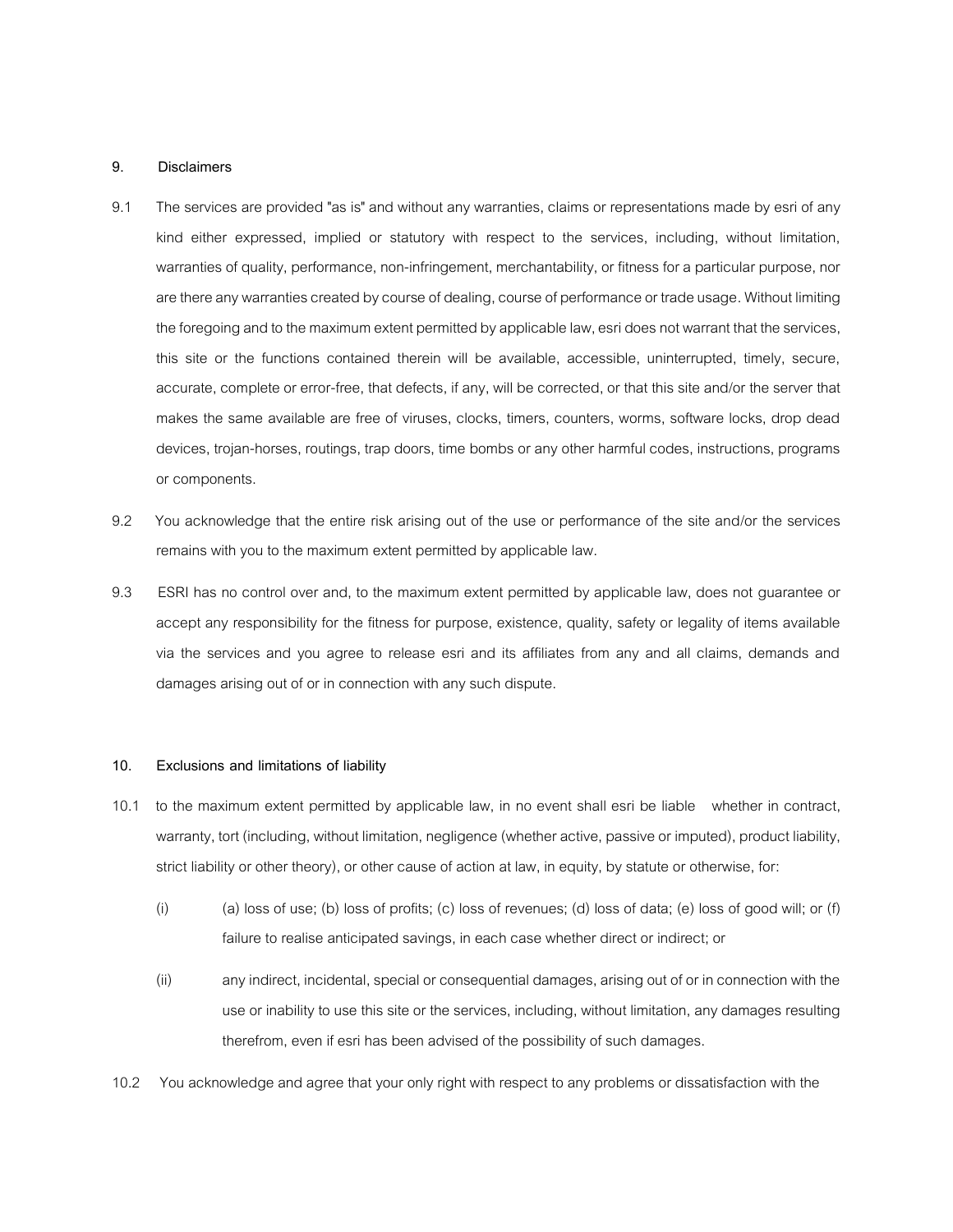## 9. Disclaimers

9.1 The services are provided "as is" and without any warranties, claims or representations made by esri of any kind either expressed, implied or statutory with respect to the services, including, without limitation, warranties of quality, performance, non-infringement, merchantability, or fitness for a particular purpose, nor are there any warranties created by course of dealing, course of performance or trade usage. Without limiting the foregoing and to the maximum extent permitted by applicable law, esri does not warrant that the services, this site or the functions contained therein will be available, accessible, uninterrupted, timely, secure, accurate, complete or error-free, that defects, if any, will be corrected, or that this site and/or the server that makes the same available are free of viruses, clocks, timers, counters, worms, software locks, drop dead devices, trojan-horses, routings, trap doors, time bombs or any other harmful codes, instructions, programs or components.

9.2 You acknowledge that the entire risk arising out of the use or performance of the site and/or the services remains with you to the maximum extent permitted by applicable law.

9.3 ESRI has no control over and, to the maximum extent permitted by applicable law, does not guarantee or accept any responsibility for the fitness for purpose, existence, quality, safety or legality of items available via the services and you agree to release esri and its affiliates from any and all claims, demands and damages arising out of or in connection with any such dispute.

## 10. Exclusions and limitations of liability

10.1 to the maximum extent permitted by applicable law, in no event shall esri be liable whether in contract, warranty, tort (including, without limitation, negligence (whether active, passive or imputed), product liability, strict liability or other theory), or other cause of action at law, in equity, by statute or otherwise, for:

(i) (a) loss of use; (b) loss of profits; (c) loss of revenues; (d) loss of data; (e) loss of good will; or (f) failure to realise anticipated savings, in each case whether direct or indirect; or

(ii) any indirect, incidental, special or consequential damages, arising out of or in connection with the use or inability to use this site or the services, including, without limitation, any damages resulting therefrom, even if esri has been advised of the possibility of such damages.

10.2 You acknowledge and agree that your only right with respect to any problems or dissatisfaction with the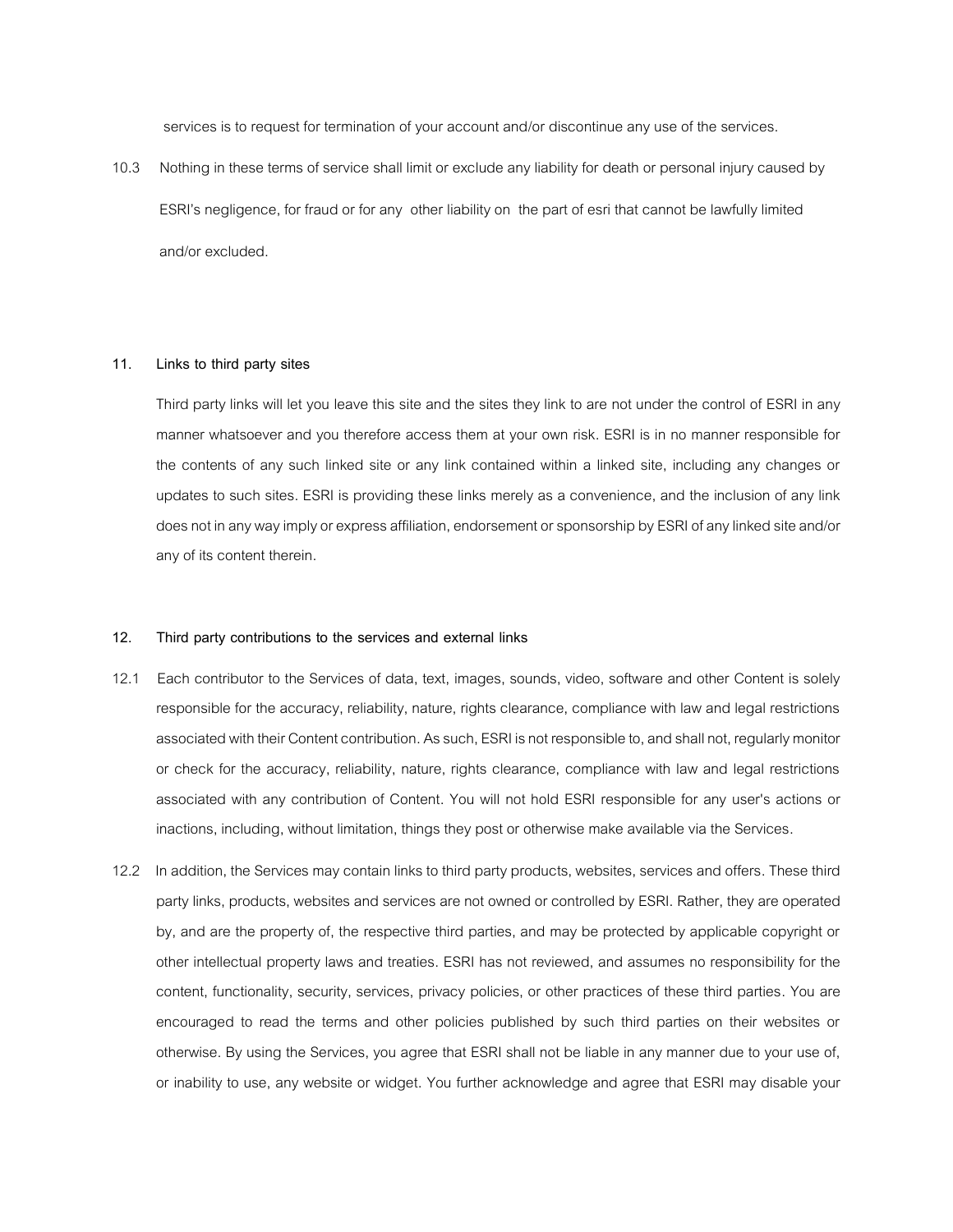services is to request for termination of your account and/or discontinue any use of the services.

10.3 Nothing in these terms of service shall limit or exclude any liability for death or personal injury caused by ESRI's negligence, for fraud or for any other liability on the part of esri that cannot be lawfully limited and/or excluded.

**11. Links to third party sites**

Third party links will let you leave this site and the sites they link to are not under the control of ESRI in any manner whatsoever and you therefore access them at your own risk. ESRI is in no manner responsible for the contents of any such linked site or any link contained within a linked site, including any changes or updates to such sites. ESRI is providing these links merely as a convenience, and the inclusion of any link does not in any way imply or express affiliation, endorsement or sponsorship by ESRI of any linked site and/or any of its content therein.

**12. Third party contributions to the services and external links**

12.1 Each contributor to the Services of data, text, images, sounds, video, software and other Content is solely responsible for the accuracy, reliability, nature, rights clearance, compliance with law and legal restrictions associated with their Content contribution. As such, ESRI is not responsible to, and shall not, regularly monitor or check for the accuracy, reliability, nature, rights clearance, compliance with law and legal restrictions associated with any contribution of Content. You will not hold ESRI responsible for any user's actions or inactions, including, without limitation, things they post or otherwise make available via the Services.

12.2 In addition, the Services may contain links to third party products, websites, services and offers. These third party links, products, websites and services are not owned or controlled by ESRI. Rather, they are operated by, and are the property of, the respective third parties, and may be protected by applicable copyright or other intellectual property laws and treaties. ESRI has not reviewed, and assumes no responsibility for the content, functionality, security, services, privacy policies, or other practices of these third parties. You are encouraged to read the terms and other policies published by such third parties on their websites or otherwise. By using the Services, you agree that ESRI shall not be liable in any manner due to your use of, or inability to use, any website or widget. You further acknowledge and agree that ESRI may disable your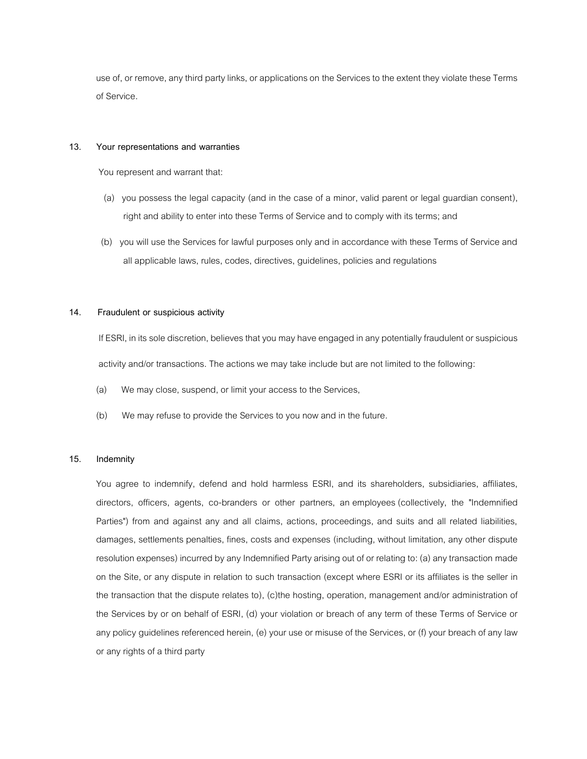use of, or remove, any third party links, or applications on the Services to the extent they violate these Terms of Service.

**13. Your representations and warranties**

You represent and warrant that:

(a) you possess the legal capacity (and in the case of a minor, valid parent or legal guardian consent), right and ability to enter into these Terms of Service and to comply with its terms; and

(b) you will use the Services for lawful purposes only and in accordance with these Terms of Service and all applicable laws, rules, codes, directives, guidelines, policies and regulations

**14. Fraudulent or suspicious activity**

If ESRI, in its sole discretion, believes that you may have engaged in any potentially fraudulent or suspicious activity and/or transactions. The actions we may take include but are not limited to the following:

(a) We may close, suspend, or limit your access to the Services,

(b) We may refuse to provide the Services to you now and in the future.

**15. Indemnity**

You agree to indemnify, defend and hold harmless ESRI, and its shareholders, subsidiaries, affiliates, directors, officers, agents, co-branders or other partners, an employees (collectively, the "Indemnified Parties") from and against any and all claims, actions, proceedings, and suits and all related liabilities, damages, settlements penalties, fines, costs and expenses (including, without limitation, any other dispute resolution expenses) incurred by any Indemnified Party arising out of or relating to: (a) any transaction made on the Site, or any dispute in relation to such transaction (except where ESRI or its affiliates is the seller in the transaction that the dispute relates to), (c)the hosting, operation, management and/or administration of the Services by or on behalf of ESRI, (d) your violation or breach of any term of these Terms of Service or any policy guidelines referenced herein, (e) your use or misuse of the Services, or (f) your breach of any law or any rights of a third party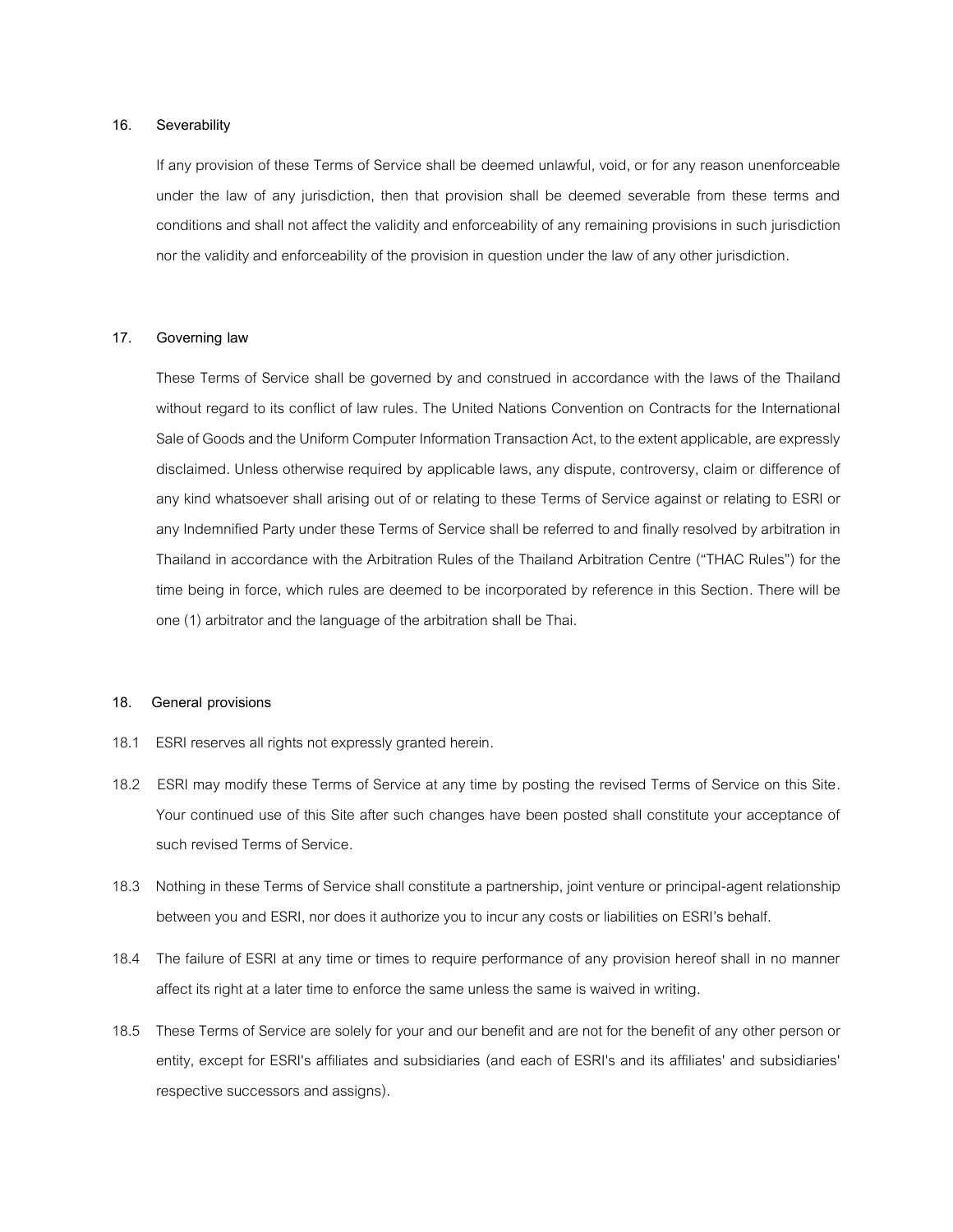## 16. Severability

If any provision of these Terms of Service shall be deemed unlawful, void, or for any reason unenforceable under the law of any jurisdiction, then that provision shall be deemed severable from these terms and conditions and shall not affect the validity and enforceability of any remaining provisions in such jurisdiction nor the validity and enforceability of the provision in question under the law of any other jurisdiction.

## 17. Governing law

These Terms of Service shall be governed by and construed in accordance with the laws of the Thailand without regard to its conflict of law rules. The United Nations Convention on Contracts for the International Sale of Goods and the Uniform Computer Information Transaction Act, to the extent applicable, are expressly disclaimed. Unless otherwise required by applicable laws, any dispute, controversy, claim or difference of any kind whatsoever shall arising out of or relating to these Terms of Service against or relating to ESRI or any Indemnified Party under these Terms of Service shall be referred to and finally resolved by arbitration in Thailand in accordance with the Arbitration Rules of the Thailand Arbitration Centre ("THAC Rules") for the time being in force, which rules are deemed to be incorporated by reference in this Section. There will be one (1) arbitrator and the language of the arbitration shall be Thai.

## 18. General provisions

18.1 ESRI reserves all rights not expressly granted herein.

18.2 ESRI may modify these Terms of Service at any time by posting the revised Terms of Service on this Site. Your continued use of this Site after such changes have been posted shall constitute your acceptance of such revised Terms of Service.

18.3 Nothing in these Terms of Service shall constitute a partnership, joint venture or principal-agent relationship between you and ESRI, nor does it authorize you to incur any costs or liabilities on ESRI's behalf.

18.4 The failure of ESRI at any time or times to require performance of any provision hereof shall in no manner affect its right at a later time to enforce the same unless the same is waived in writing.

18.5 These Terms of Service are solely for your and our benefit and are not for the benefit of any other person or entity, except for ESRI's affiliates and subsidiaries (and each of ESRI's and its affiliates' and subsidiaries' respective successors and assigns).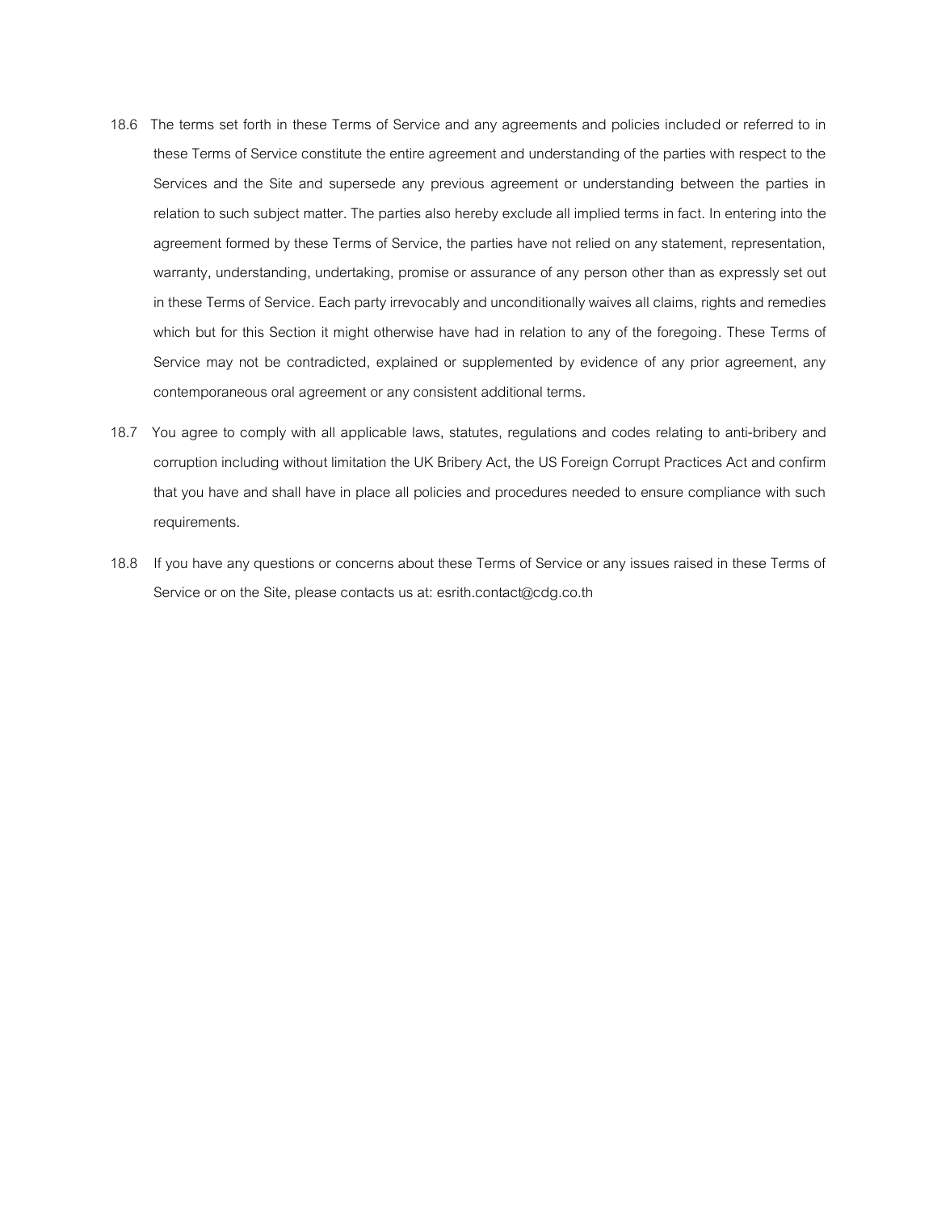18.6 The terms set forth in these Terms of Service and any agreements and policies included or referred to in these Terms of Service constitute the entire agreement and understanding of the parties with respect to the Services and the Site and supersede any previous agreement or understanding between the parties in relation to such subject matter. The parties also hereby exclude all implied terms in fact. In entering into the agreement formed by these Terms of Service, the parties have not relied on any statement, representation, warranty, understanding, undertaking, promise or assurance of any person other than as expressly set out in these Terms of Service. Each party irrevocably and unconditionally waives all claims, rights and remedies which but for this Section it might otherwise have had in relation to any of the foregoing. These Terms of Service may not be contradicted, explained or supplemented by evidence of any prior agreement, any contemporaneous oral agreement or any consistent additional terms.

18.7 You agree to comply with all applicable laws, statutes, regulations and codes relating to anti-bribery and corruption including without limitation the UK Bribery Act, the US Foreign Corrupt Practices Act and confirm that you have and shall have in place all policies and procedures needed to ensure compliance with such requirements.

18.8 If you have any questions or concerns about these Terms of Service or any issues raised in these Terms of Service or on the Site, please contacts us at: esrith.contact@cdg.co.th